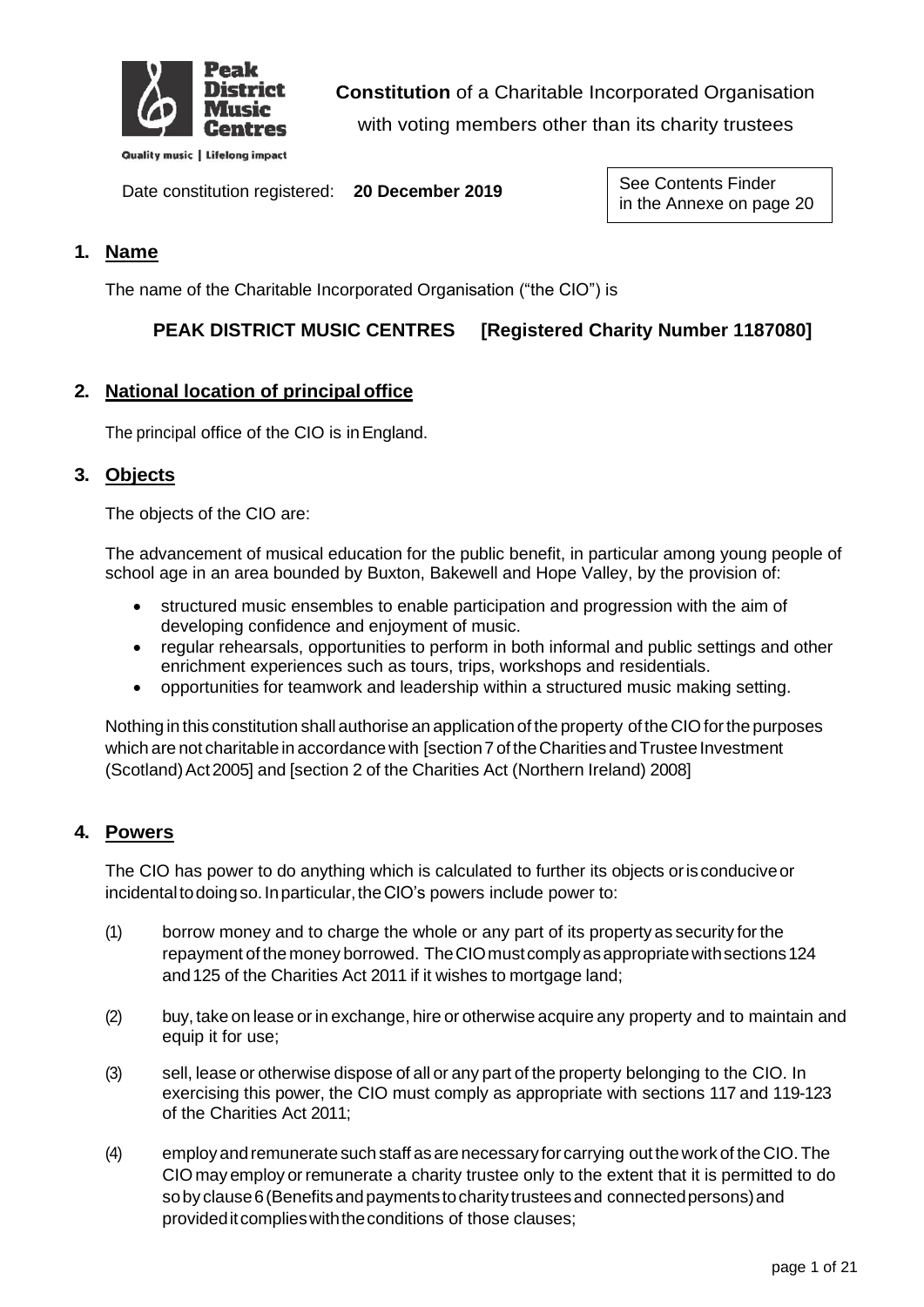Peak District Music Centres

Quality music | Lifelong impact

**Constitution** of a Charitable Incorporated Organisation with voting members other than its charity trustees

Date constitution registered: **20 December 2019**

See Contents Finder in the Annexe on page 20

## 1. Name

The name of the Charitable Incorporated Organisation ("the CIO") is

**PEAK DISTRICT MUSIC CENTRES [Registered Charity Number 1187080]**

## 2. National location of principal office

The principal office of the CIO is in England.

## 3. Objects

The objects of the CIO are:

The advancement of musical education for the public benefit, in particular among young people of school age in an area bounded by Buxton, Bakewell and Hope Valley, by the provision of:

- structured music ensembles to enable participation and progression with the aim of developing confidence and enjoyment of music.
- regular rehearsals, opportunities to perform in both informal and public settings and other enrichment experiences such as tours, trips, workshops and residentials.
- opportunities for teamwork and leadership within a structured music making setting.

Nothing in this constitution shall authorise an application of the property of the CIO for the purposes which are not charitable in accordance with [section 7 of the Charities and Trustee Investment (Scotland) Act 2005] and [section 2 of the Charities Act (Northern Ireland) 2008]

## 4. Powers

The CIO has power to do anything which is calculated to further its objects or is conducive or incidental to doing so. In particular, the CIO's powers include power to:

(1) borrow money and to charge the whole or any part of its property as security for the repayment of the money borrowed. The CIO must comply as appropriate with sections 124 and 125 of the Charities Act 2011 if it wishes to mortgage land;

(2) buy, take on lease or in exchange, hire or otherwise acquire any property and to maintain and equip it for use;

(3) sell, lease or otherwise dispose of all or any part of the property belonging to the CIO. In exercising this power, the CIO must comply as appropriate with sections 117 and 119-123 of the Charities Act 2011;

(4) employ and remunerate such staff as are necessary for carrying out the work of the CIO. The CIO may employ or remunerate a charity trustee only to the extent that it is permitted to do so by clause 6 (Benefits and payments to charity trustees and connected persons) and provided it complies with the conditions of those clauses;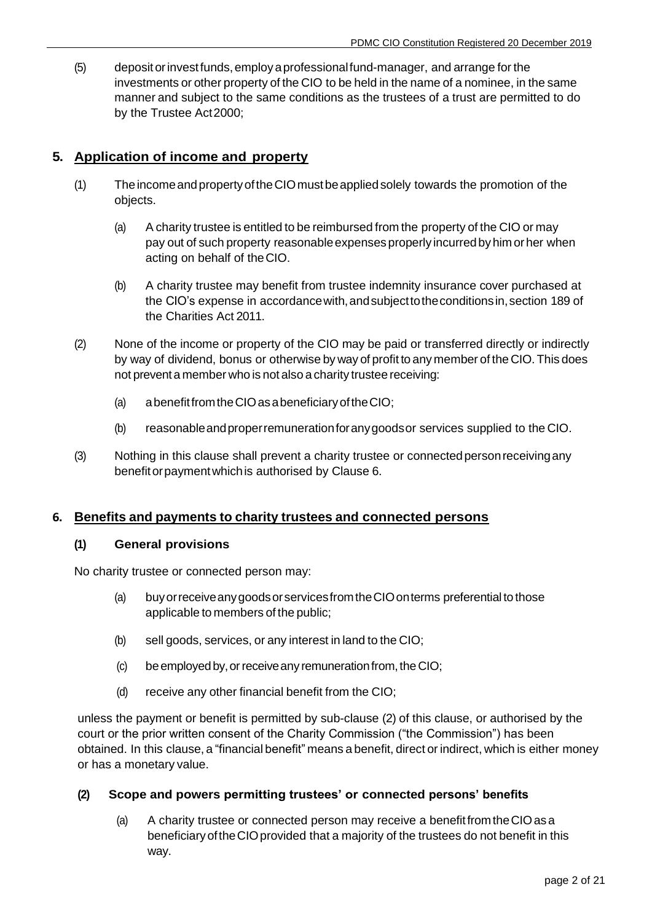(5) deposit or invest funds, employ a professional fund-manager, and arrange for the investments or other property of the CIO to be held in the name of a nominee, in the same manner and subject to the same conditions as the trustees of a trust are permitted to do by the Trustee Act 2000;

## 5. Application of income and property

(1) The income and property of the CIO must be applied solely towards the promotion of the objects.

   (a) A charity trustee is entitled to be reimbursed from the property of the CIO or may pay out of such property reasonable expenses properly incurred by him or her when acting on behalf of the CIO.

   (b) A charity trustee may benefit from trustee indemnity insurance cover purchased at the CIO's expense in accordance with, and subject to the conditions in, section 189 of the Charities Act 2011.

(2) None of the income or property of the CIO may be paid or transferred directly or indirectly by way of dividend, bonus or otherwise by way of profit to any member of the CIO. This does not prevent a member who is not also a charity trustee receiving:

   (a) a benefit from the CIO as a beneficiary of the CIO;

   (b) reasonable and proper remuneration for any goods or services supplied to the CIO.

(3) Nothing in this clause shall prevent a charity trustee or connected person receiving any benefit or payment which is authorised by Clause 6.

## 6. Benefits and payments to charity trustees and connected persons

### (1) General provisions

No charity trustee or connected person may:

   (a) buy or receive any goods or services from the CIO on terms preferential to those applicable to members of the public;

   (b) sell goods, services, or any interest in land to the CIO;

   (c) be employed by, or receive any remuneration from, the CIO;

   (d) receive any other financial benefit from the CIO;

unless the payment or benefit is permitted by sub-clause (2) of this clause, or authorised by the court or the prior written consent of the Charity Commission ("the Commission") has been obtained. In this clause, a "financial benefit" means a benefit, direct or indirect, which is either money or has a monetary value.

### (2) Scope and powers permitting trustees' or connected persons' benefits

   (a) A charity trustee or connected person may receive a benefit from the CIO as a beneficiary of the CIO provided that a majority of the trustees do not benefit in this way.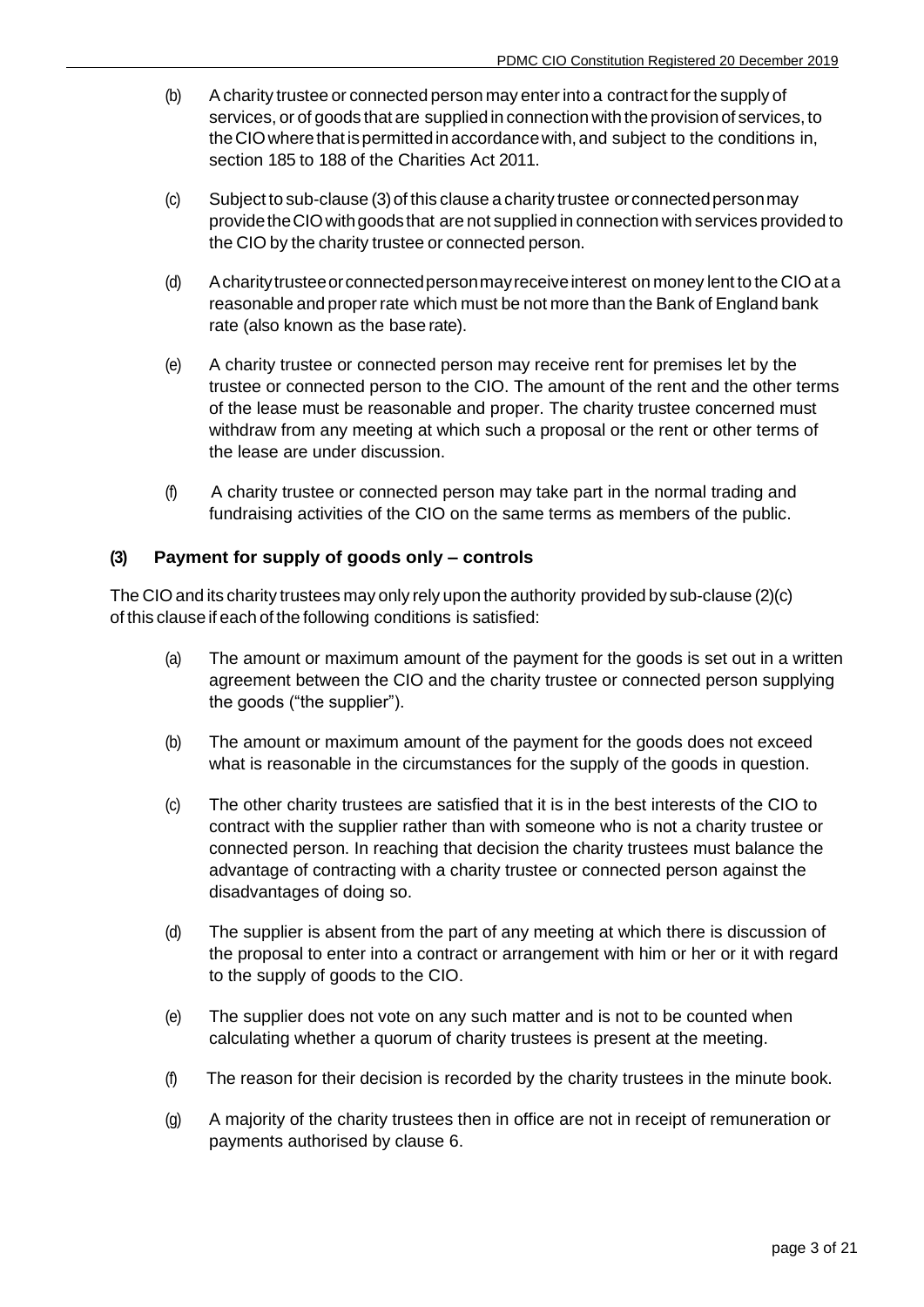(b) A charity trustee or connected person may enter into a contract for the supply of services, or of goods that are supplied in connection with the provision of services, to the CIO where that is permitted in accordance with, and subject to the conditions in, section 185 to 188 of the Charities Act 2011.

(c) Subject to sub-clause (3) of this clause a charity trustee or connected person may provide the CIO with goods that are not supplied in connection with services provided to the CIO by the charity trustee or connected person.

(d) A charity trustee or connected person may receive interest on money lent to the CIO at a reasonable and proper rate which must be not more than the Bank of England bank rate (also known as the base rate).

(e) A charity trustee or connected person may receive rent for premises let by the trustee or connected person to the CIO. The amount of the rent and the other terms of the lease must be reasonable and proper. The charity trustee concerned must withdraw from any meeting at which such a proposal or the rent or other terms of the lease are under discussion.

(f) A charity trustee or connected person may take part in the normal trading and fundraising activities of the CIO on the same terms as members of the public.

### (3) Payment for supply of goods only – controls

The CIO and its charity trustees may only rely upon the authority provided by sub-clause (2)(c) of this clause if each of the following conditions is satisfied:

(a) The amount or maximum amount of the payment for the goods is set out in a written agreement between the CIO and the charity trustee or connected person supplying the goods ("the supplier").

(b) The amount or maximum amount of the payment for the goods does not exceed what is reasonable in the circumstances for the supply of the goods in question.

(c) The other charity trustees are satisfied that it is in the best interests of the CIO to contract with the supplier rather than with someone who is not a charity trustee or connected person. In reaching that decision the charity trustees must balance the advantage of contracting with a charity trustee or connected person against the disadvantages of doing so.

(d) The supplier is absent from the part of any meeting at which there is discussion of the proposal to enter into a contract or arrangement with him or her or it with regard to the supply of goods to the CIO.

(e) The supplier does not vote on any such matter and is not to be counted when calculating whether a quorum of charity trustees is present at the meeting.

(f) The reason for their decision is recorded by the charity trustees in the minute book.

(g) A majority of the charity trustees then in office are not in receipt of remuneration or payments authorised by clause 6.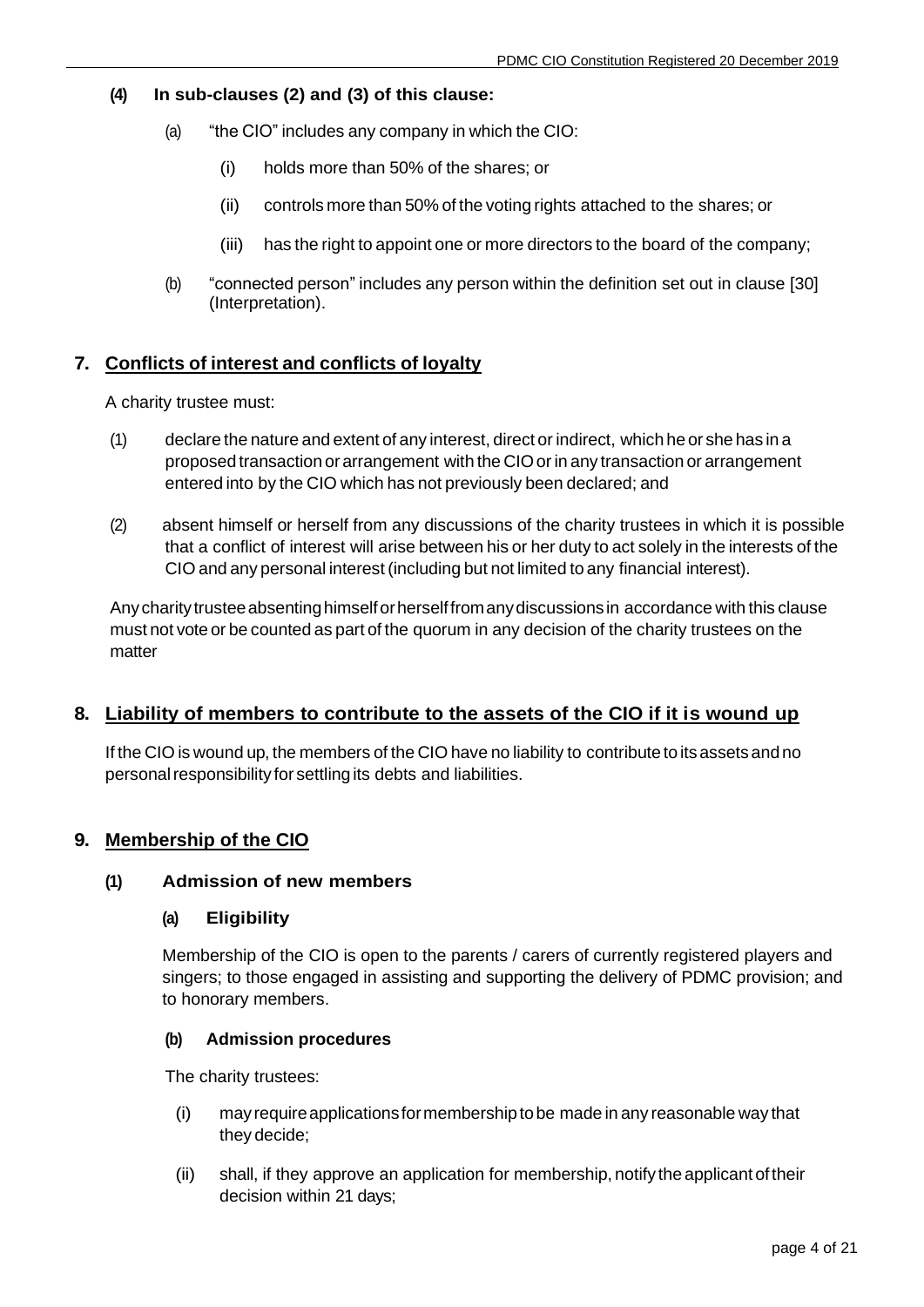**(4) In sub-clauses (2) and (3) of this clause:**

(a) "the CIO" includes any company in which the CIO:

(i) holds more than 50% of the shares; or

(ii) controls more than 50% of the voting rights attached to the shares; or

(iii) has the right to appoint one or more directors to the board of the company;

(b) "connected person" includes any person within the definition set out in clause [30] (Interpretation).

## 7. Conflicts of interest and conflicts of loyalty

A charity trustee must:

(1) declare the nature and extent of any interest, direct or indirect, which he or she has in a proposed transaction or arrangement with the CIO or in any transaction or arrangement entered into by the CIO which has not previously been declared; and

(2) absent himself or herself from any discussions of the charity trustees in which it is possible that a conflict of interest will arise between his or her duty to act solely in the interests of the CIO and any personal interest (including but not limited to any financial interest).

Any charity trustee absenting himself or herself from any discussions in accordance with this clause must not vote or be counted as part of the quorum in any decision of the charity trustees on the matter

## 8. Liability of members to contribute to the assets of the CIO if it is wound up

If the CIO is wound up, the members of the CIO have no liability to contribute to its assets and no personal responsibility for settling its debts and liabilities.

## 9. Membership of the CIO

### (1) Admission of new members

#### (a) Eligibility

Membership of the CIO is open to the parents / carers of currently registered players and singers; to those engaged in assisting and supporting the delivery of PDMC provision; and to honorary members.

#### (b) Admission procedures

The charity trustees:

(i) may require applications for membership to be made in any reasonable way that they decide;

(ii) shall, if they approve an application for membership, notify the applicant of their decision within 21 days;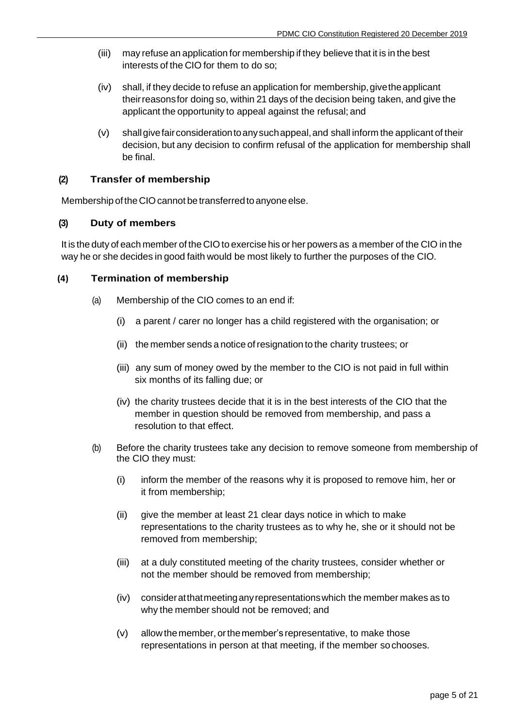(iii) may refuse an application for membership if they believe that it is in the best interests of the CIO for them to do so;

(iv) shall, if they decide to refuse an application for membership, give the applicant their reasons for doing so, within 21 days of the decision being taken, and give the applicant the opportunity to appeal against the refusal; and

(v) shall give fair consideration to any such appeal, and shall inform the applicant of their decision, but any decision to confirm refusal of the application for membership shall be final.

### (2) Transfer of membership

Membership of the CIO cannot be transferred to anyone else.

### (3) Duty of members

It is the duty of each member of the CIO to exercise his or her powers as a member of the CIO in the way he or she decides in good faith would be most likely to further the purposes of the CIO.

### (4) Termination of membership

(a) Membership of the CIO comes to an end if:

(i) a parent / carer no longer has a child registered with the organisation; or

(ii) the member sends a notice of resignation to the charity trustees; or

(iii) any sum of money owed by the member to the CIO is not paid in full within six months of its falling due; or

(iv) the charity trustees decide that it is in the best interests of the CIO that the member in question should be removed from membership, and pass a resolution to that effect.

(b) Before the charity trustees take any decision to remove someone from membership of the CIO they must:

(i) inform the member of the reasons why it is proposed to remove him, her or it from membership;

(ii) give the member at least 21 clear days notice in which to make representations to the charity trustees as to why he, she or it should not be removed from membership;

(iii) at a duly constituted meeting of the charity trustees, consider whether or not the member should be removed from membership;

(iv) consider at that meeting any representations which the member makes as to why the member should not be removed; and

(v) allow the member, or the member's representative, to make those representations in person at that meeting, if the member so chooses.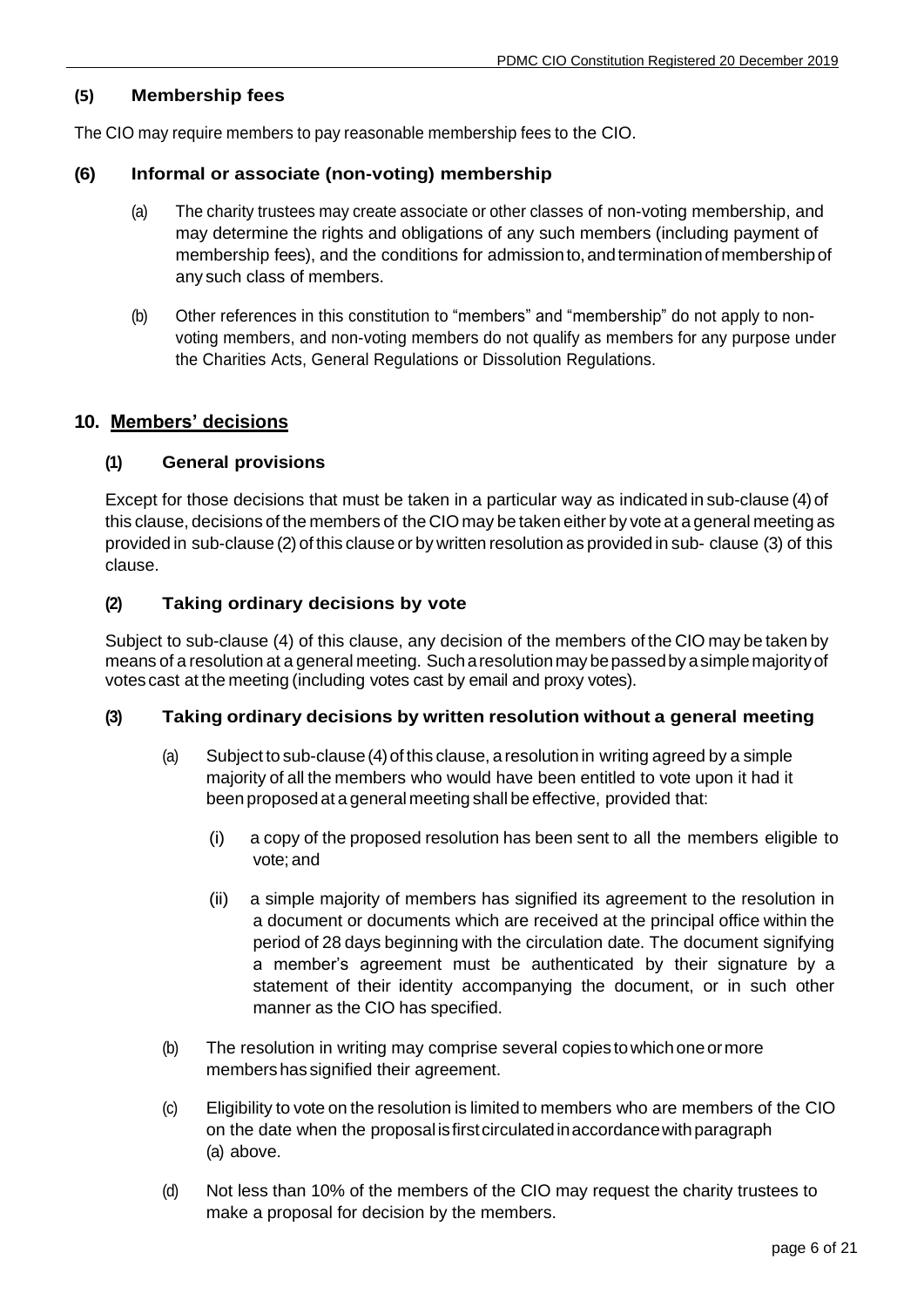### (5) Membership fees

The CIO may require members to pay reasonable membership fees to the CIO.

### (6) Informal or associate (non-voting) membership

(a) The charity trustees may create associate or other classes of non-voting membership, and may determine the rights and obligations of any such members (including payment of membership fees), and the conditions for admission to, and termination of membership of any such class of members.

(b) Other references in this constitution to "members" and "membership" do not apply to non-voting members, and non-voting members do not qualify as members for any purpose under the Charities Acts, General Regulations or Dissolution Regulations.

## 10. Members' decisions

### (1) General provisions

Except for those decisions that must be taken in a particular way as indicated in sub-clause (4) of this clause, decisions of the members of the CIO may be taken either by vote at a general meeting as provided in sub-clause (2) of this clause or by written resolution as provided in sub- clause (3) of this clause.

### (2) Taking ordinary decisions by vote

Subject to sub-clause (4) of this clause, any decision of the members of the CIO may be taken by means of a resolution at a general meeting. Such a resolution may be passed by a simple majority of votes cast at the meeting (including votes cast by email and proxy votes).

### (3) Taking ordinary decisions by written resolution without a general meeting

(a) Subject to sub-clause (4) of this clause, a resolution in writing agreed by a simple majority of all the members who would have been entitled to vote upon it had it been proposed at a general meeting shall be effective, provided that:

  (i) a copy of the proposed resolution has been sent to all the members eligible to vote; and

  (ii) a simple majority of members has signified its agreement to the resolution in a document or documents which are received at the principal office within the period of 28 days beginning with the circulation date. The document signifying a member's agreement must be authenticated by their signature by a statement of their identity accompanying the document, or in such other manner as the CIO has specified.

(b) The resolution in writing may comprise several copies to which one or more members has signified their agreement.

(c) Eligibility to vote on the resolution is limited to members who are members of the CIO on the date when the proposal is first circulated in accordance with paragraph (a) above.

(d) Not less than 10% of the members of the CIO may request the charity trustees to make a proposal for decision by the members.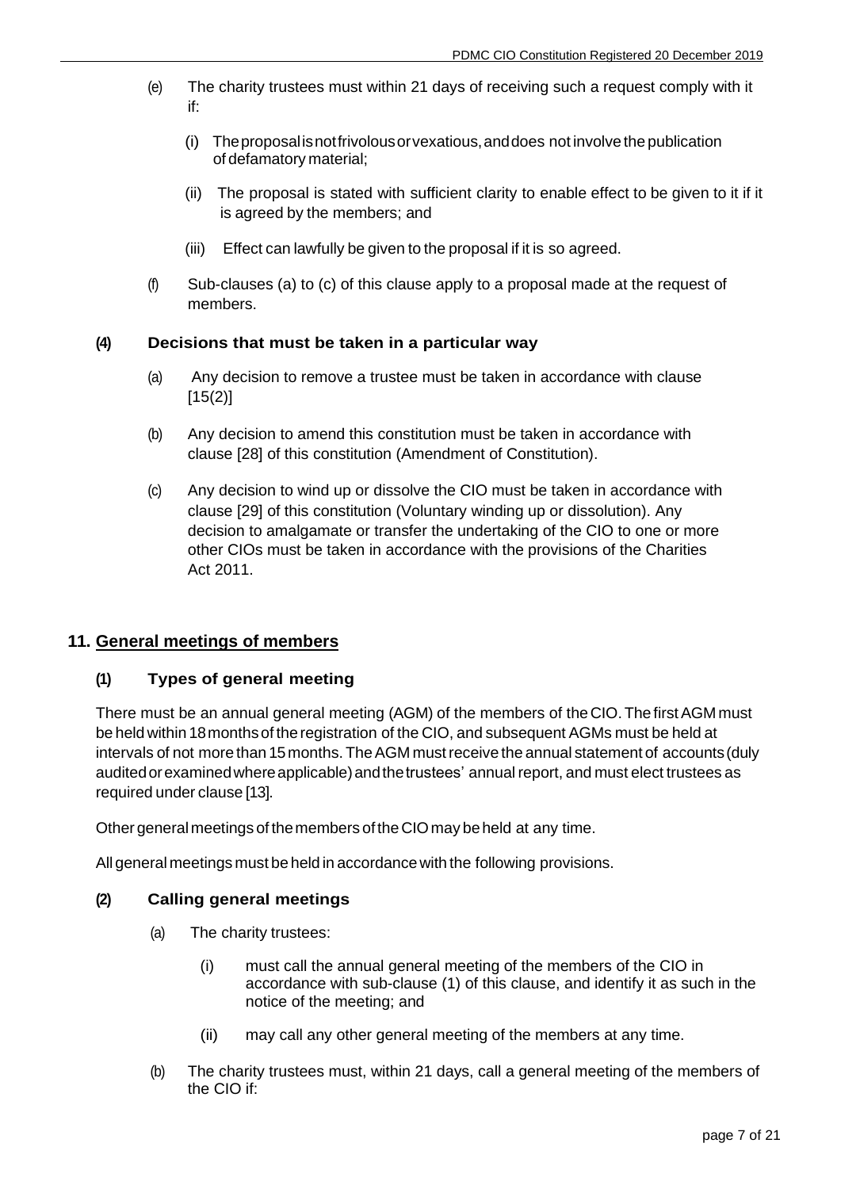(e) The charity trustees must within 21 days of receiving such a request comply with it if:

(i) The proposal is not frivolous or vexatious, and does not involve the publication of defamatory material;

(ii) The proposal is stated with sufficient clarity to enable effect to be given to it if it is agreed by the members; and

(iii) Effect can lawfully be given to the proposal if it is so agreed.

(f) Sub-clauses (a) to (c) of this clause apply to a proposal made at the request of members.

### (4) Decisions that must be taken in a particular way

(a) Any decision to remove a trustee must be taken in accordance with clause [15(2)]

(b) Any decision to amend this constitution must be taken in accordance with clause [28] of this constitution (Amendment of Constitution).

(c) Any decision to wind up or dissolve the CIO must be taken in accordance with clause [29] of this constitution (Voluntary winding up or dissolution). Any decision to amalgamate or transfer the undertaking of the CIO to one or more other CIOs must be taken in accordance with the provisions of the Charities Act 2011.

## 11. General meetings of members

### (1) Types of general meeting

There must be an annual general meeting (AGM) of the members of the CIO. The first AGM must be held within 18 months of the registration of the CIO, and subsequent AGMs must be held at intervals of not more than 15 months. The AGM must receive the annual statement of accounts (duly audited or examined where applicable) and the trustees' annual report, and must elect trustees as required under clause [13].

Other general meetings of the members of the CIO may be held at any time.

All general meetings must be held in accordance with the following provisions.

### (2) Calling general meetings

(a) The charity trustees:

(i) must call the annual general meeting of the members of the CIO in accordance with sub-clause (1) of this clause, and identify it as such in the notice of the meeting; and

(ii) may call any other general meeting of the members at any time.

(b) The charity trustees must, within 21 days, call a general meeting of the members of the CIO if: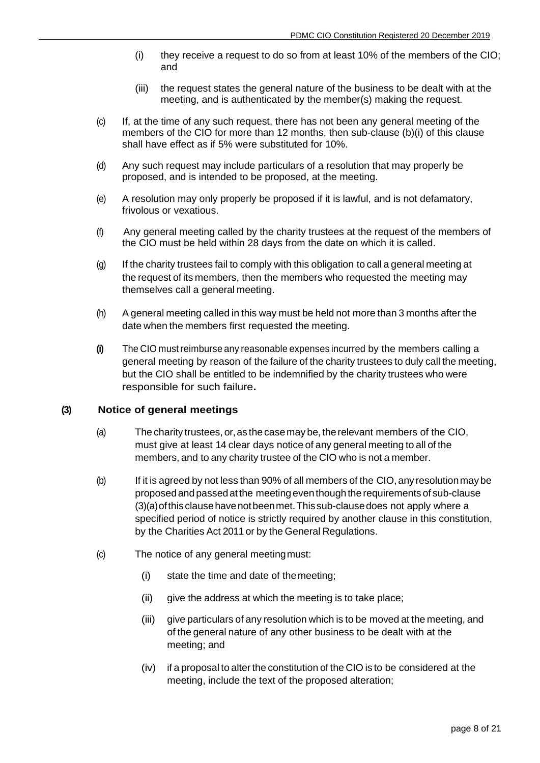(i) they receive a request to do so from at least 10% of the members of the CIO; and

(iii) the request states the general nature of the business to be dealt with at the meeting, and is authenticated by the member(s) making the request.

(c) If, at the time of any such request, there has not been any general meeting of the members of the CIO for more than 12 months, then sub-clause (b)(i) of this clause shall have effect as if 5% were substituted for 10%.

(d) Any such request may include particulars of a resolution that may properly be proposed, and is intended to be proposed, at the meeting.

(e) A resolution may only properly be proposed if it is lawful, and is not defamatory, frivolous or vexatious.

(f) Any general meeting called by the charity trustees at the request of the members of the CIO must be held within 28 days from the date on which it is called.

(g) If the charity trustees fail to comply with this obligation to call a general meeting at the request of its members, then the members who requested the meeting may themselves call a general meeting.

(h) A general meeting called in this way must be held not more than 3 months after the date when the members first requested the meeting.

**(i)** The CIO must reimburse any reasonable expenses incurred by the members calling a general meeting by reason of the failure of the charity trustees to duly call the meeting, but the CIO shall be entitled to be indemnified by the charity trustees who were responsible for such failure**.**

### (3) Notice of general meetings

(a) The charity trustees, or, as the case may be, the relevant members of the CIO, must give at least 14 clear days notice of any general meeting to all of the members, and to any charity trustee of the CIO who is not a member.

(b) If it is agreed by not less than 90% of all members of the CIO, any resolution may be proposed and passed at the meeting even though the requirements of sub-clause (3)(a) of this clause have not been met. This sub-clause does not apply where a specified period of notice is strictly required by another clause in this constitution, by the Charities Act 2011 or by the General Regulations.

(c) The notice of any general meeting must:

(i) state the time and date of the meeting;

(ii) give the address at which the meeting is to take place;

(iii) give particulars of any resolution which is to be moved at the meeting, and of the general nature of any other business to be dealt with at the meeting; and

(iv) if a proposal to alter the constitution of the CIO is to be considered at the meeting, include the text of the proposed alteration;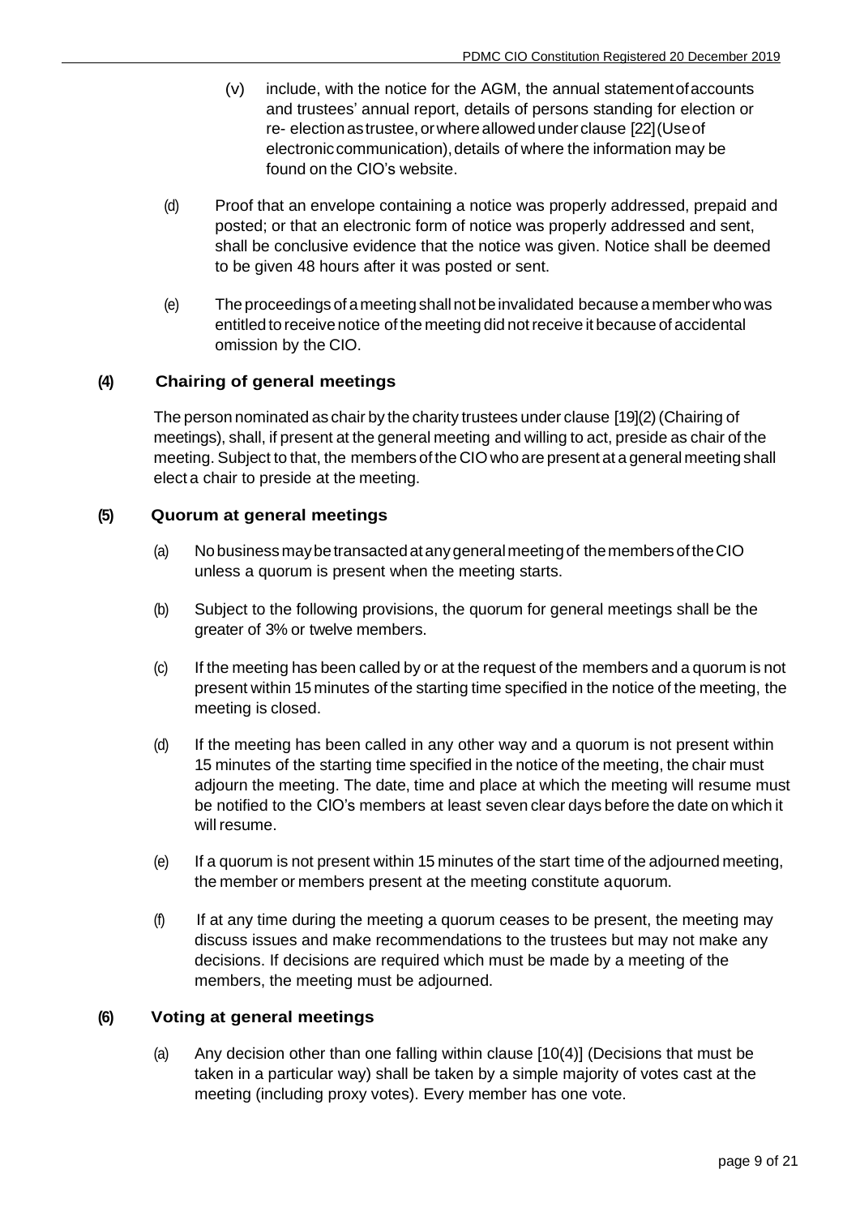(v) include, with the notice for the AGM, the annual statement of accounts and trustees' annual report, details of persons standing for election or re- election as trustee, or where allowed under clause [22] (Use of electronic communication), details of where the information may be found on the CIO's website.

(d) Proof that an envelope containing a notice was properly addressed, prepaid and posted; or that an electronic form of notice was properly addressed and sent, shall be conclusive evidence that the notice was given. Notice shall be deemed to be given 48 hours after it was posted or sent.

(e) The proceedings of a meeting shall not be invalidated because a member who was entitled to receive notice of the meeting did not receive it because of accidental omission by the CIO.

### (4) Chairing of general meetings

The person nominated as chair by the charity trustees under clause [19](2) (Chairing of meetings), shall, if present at the general meeting and willing to act, preside as chair of the meeting. Subject to that, the members of the CIO who are present at a general meeting shall elect a chair to preside at the meeting.

### (5) Quorum at general meetings

(a) No business may be transacted at any general meeting of the members of the CIO unless a quorum is present when the meeting starts.

(b) Subject to the following provisions, the quorum for general meetings shall be the greater of 3% or twelve members.

(c) If the meeting has been called by or at the request of the members and a quorum is not present within 15 minutes of the starting time specified in the notice of the meeting, the meeting is closed.

(d) If the meeting has been called in any other way and a quorum is not present within 15 minutes of the starting time specified in the notice of the meeting, the chair must adjourn the meeting. The date, time and place at which the meeting will resume must be notified to the CIO's members at least seven clear days before the date on which it will resume.

(e) If a quorum is not present within 15 minutes of the start time of the adjourned meeting, the member or members present at the meeting constitute a quorum.

(f) If at any time during the meeting a quorum ceases to be present, the meeting may discuss issues and make recommendations to the trustees but may not make any decisions. If decisions are required which must be made by a meeting of the members, the meeting must be adjourned.

### (6) Voting at general meetings

(a) Any decision other than one falling within clause [10(4)] (Decisions that must be taken in a particular way) shall be taken by a simple majority of votes cast at the meeting (including proxy votes). Every member has one vote.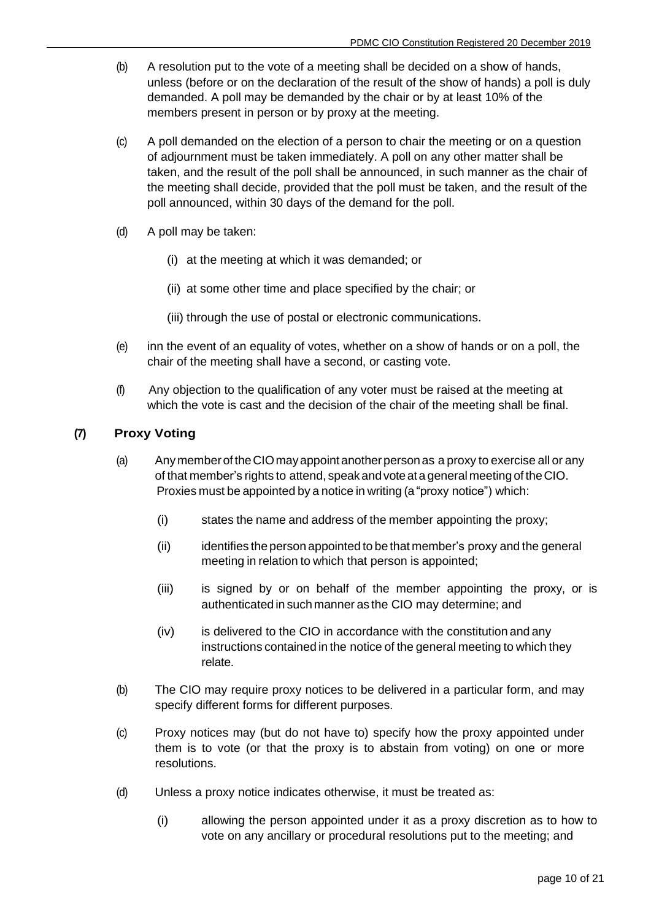(b) A resolution put to the vote of a meeting shall be decided on a show of hands, unless (before or on the declaration of the result of the show of hands) a poll is duly demanded. A poll may be demanded by the chair or by at least 10% of the members present in person or by proxy at the meeting.

(c) A poll demanded on the election of a person to chair the meeting or on a question of adjournment must be taken immediately. A poll on any other matter shall be taken, and the result of the poll shall be announced, in such manner as the chair of the meeting shall decide, provided that the poll must be taken, and the result of the poll announced, within 30 days of the demand for the poll.

(d) A poll may be taken:

(i) at the meeting at which it was demanded; or

(ii) at some other time and place specified by the chair; or

(iii) through the use of postal or electronic communications.

(e) inn the event of an equality of votes, whether on a show of hands or on a poll, the chair of the meeting shall have a second, or casting vote.

(f) Any objection to the qualification of any voter must be raised at the meeting at which the vote is cast and the decision of the chair of the meeting shall be final.

### (7) Proxy Voting

(a) Any member of the CIO may appoint another person as a proxy to exercise all or any of that member's rights to attend, speak and vote at a general meeting of the CIO. Proxies must be appointed by a notice in writing (a "proxy notice") which:

(i) states the name and address of the member appointing the proxy;

(ii) identifies the person appointed to be that member's proxy and the general meeting in relation to which that person is appointed;

(iii) is signed by or on behalf of the member appointing the proxy, or is authenticated in such manner as the CIO may determine; and

(iv) is delivered to the CIO in accordance with the constitution and any instructions contained in the notice of the general meeting to which they relate.

(b) The CIO may require proxy notices to be delivered in a particular form, and may specify different forms for different purposes.

(c) Proxy notices may (but do not have to) specify how the proxy appointed under them is to vote (or that the proxy is to abstain from voting) on one or more resolutions.

(d) Unless a proxy notice indicates otherwise, it must be treated as:

(i) allowing the person appointed under it as a proxy discretion as to how to vote on any ancillary or procedural resolutions put to the meeting; and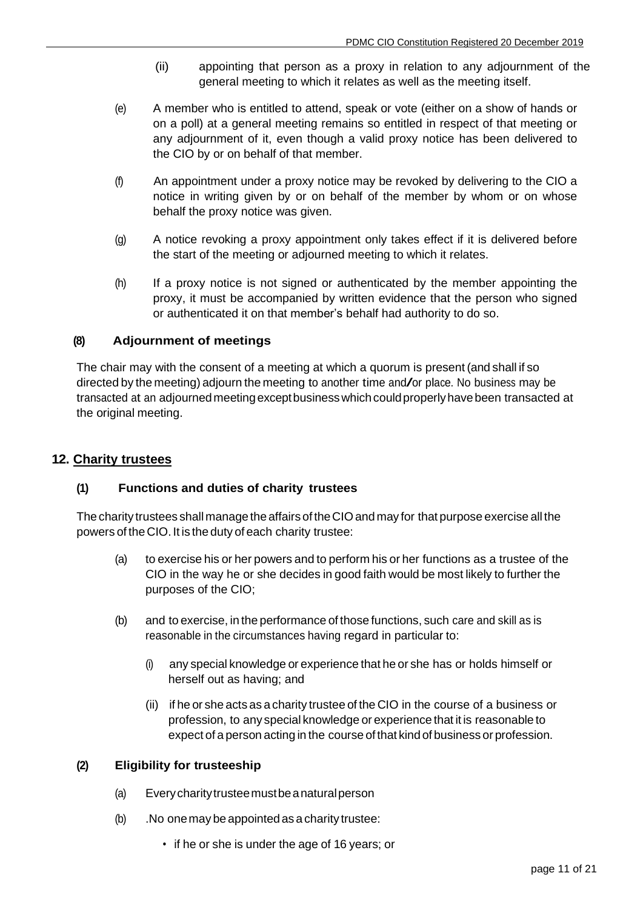(ii) appointing that person as a proxy in relation to any adjournment of the general meeting to which it relates as well as the meeting itself.

(e) A member who is entitled to attend, speak or vote (either on a show of hands or on a poll) at a general meeting remains so entitled in respect of that meeting or any adjournment of it, even though a valid proxy notice has been delivered to the CIO by or on behalf of that member.

(f) An appointment under a proxy notice may be revoked by delivering to the CIO a notice in writing given by or on behalf of the member by whom or on whose behalf the proxy notice was given.

(g) A notice revoking a proxy appointment only takes effect if it is delivered before the start of the meeting or adjourned meeting to which it relates.

(h) If a proxy notice is not signed or authenticated by the member appointing the proxy, it must be accompanied by written evidence that the person who signed or authenticated it on that member's behalf had authority to do so.

### (8) Adjournment of meetings

The chair may with the consent of a meeting at which a quorum is present (and shall if so directed by the meeting) adjourn the meeting to another time and/or place. No business may be transacted at an adjourned meeting except business which could properly have been transacted at the original meeting.

## 12. Charity trustees

### (1) Functions and duties of charity trustees

The charity trustees shall manage the affairs of the CIO and may for that purpose exercise all the powers of the CIO. It is the duty of each charity trustee:

(a) to exercise his or her powers and to perform his or her functions as a trustee of the CIO in the way he or she decides in good faith would be most likely to further the purposes of the CIO;

(b) and to exercise, in the performance of those functions, such care and skill as is reasonable in the circumstances having regard in particular to:

(i) any special knowledge or experience that he or she has or holds himself or herself out as having; and

(ii) if he or she acts as a charity trustee of the CIO in the course of a business or profession, to any special knowledge or experience that it is reasonable to expect of a person acting in the course of that kind of business or profession.

### (2) Eligibility for trusteeship

(a) Every charity trustee must be a natural person

(b) .No one may be appointed as a charity trustee:

- if he or she is under the age of 16 years; or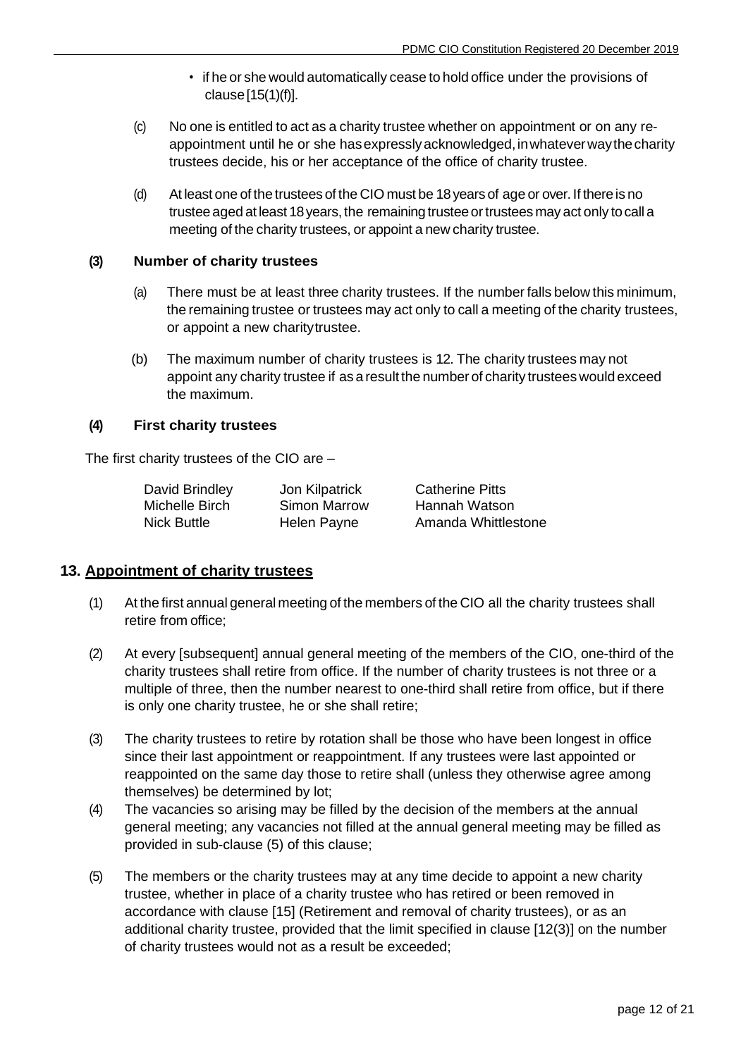- if he or she would automatically cease to hold office under the provisions of clause [15(1)(f)].

(c) No one is entitled to act as a charity trustee whether on appointment or on any re-appointment until he or she has expressly acknowledged, in whatever way the charity trustees decide, his or her acceptance of the office of charity trustee.

(d) At least one of the trustees of the CIO must be 18 years of age or over. If there is no trustee aged at least 18 years, the remaining trustee or trustees may act only to call a meeting of the charity trustees, or appoint a new charity trustee.

**(3) Number of charity trustees**

(a) There must be at least three charity trustees. If the number falls below this minimum, the remaining trustee or trustees may act only to call a meeting of the charity trustees, or appoint a new charity trustee.

(b) The maximum number of charity trustees is 12. The charity trustees may not appoint any charity trustee if as a result the number of charity trustees would exceed the maximum.

**(4) First charity trustees**

The first charity trustees of the CIO are –

| | | |
|---|---|---|
| David Brindley | Jon Kilpatrick | Catherine Pitts |
| Michelle Birch | Simon Marrow | Hannah Watson |
| Nick Buttle | Helen Payne | Amanda Whittlestone |

## 13. Appointment of charity trustees

(1) At the first annual general meeting of the members of the CIO all the charity trustees shall retire from office;

(2) At every [subsequent] annual general meeting of the members of the CIO, one-third of the charity trustees shall retire from office. If the number of charity trustees is not three or a multiple of three, then the number nearest to one-third shall retire from office, but if there is only one charity trustee, he or she shall retire;

(3) The charity trustees to retire by rotation shall be those who have been longest in office since their last appointment or reappointment. If any trustees were last appointed or reappointed on the same day those to retire shall (unless they otherwise agree among themselves) be determined by lot;

(4) The vacancies so arising may be filled by the decision of the members at the annual general meeting; any vacancies not filled at the annual general meeting may be filled as provided in sub-clause (5) of this clause;

(5) The members or the charity trustees may at any time decide to appoint a new charity trustee, whether in place of a charity trustee who has retired or been removed in accordance with clause [15] (Retirement and removal of charity trustees), or as an additional charity trustee, provided that the limit specified in clause [12(3)] on the number of charity trustees would not as a result be exceeded;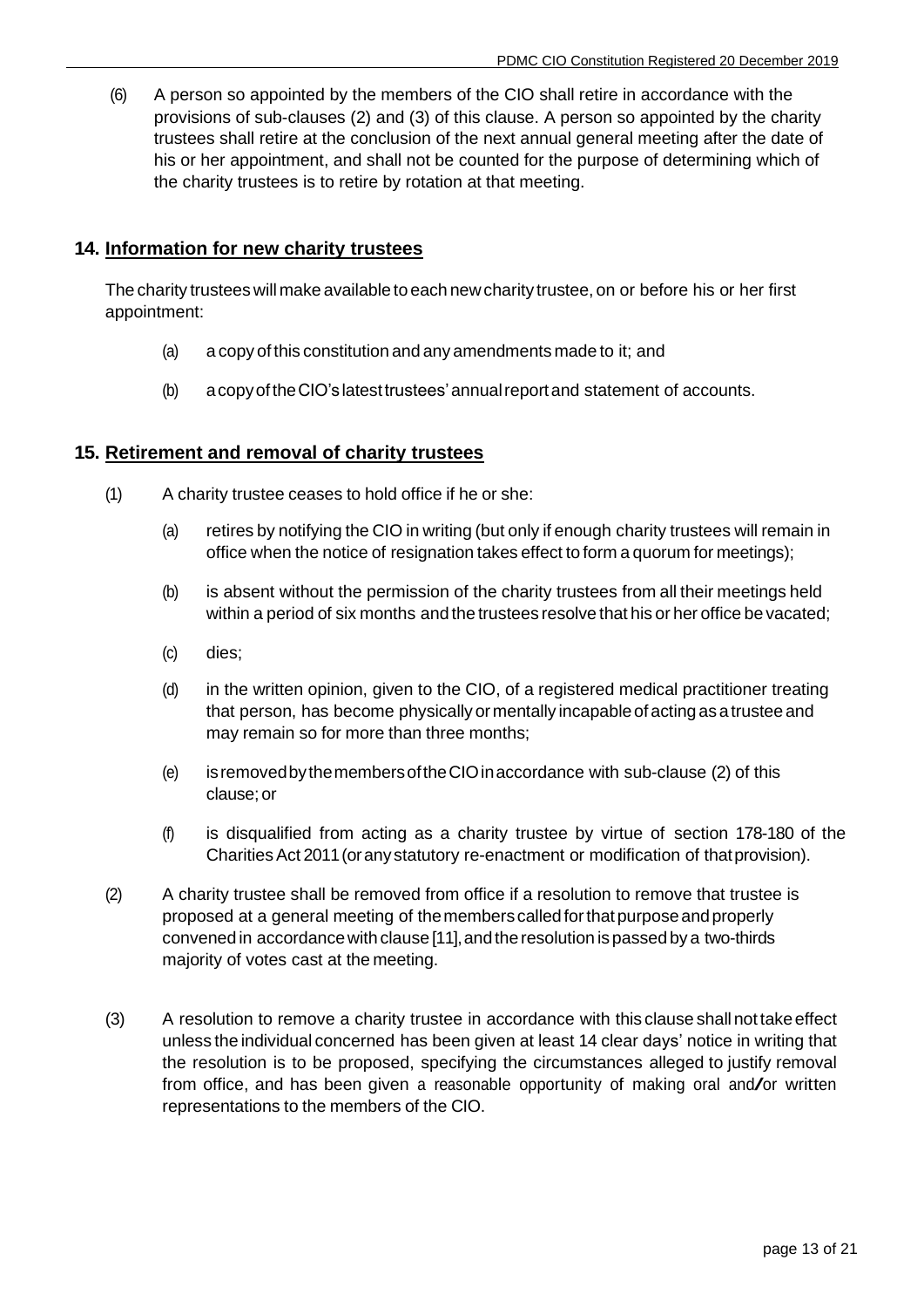(6) A person so appointed by the members of the CIO shall retire in accordance with the provisions of sub-clauses (2) and (3) of this clause. A person so appointed by the charity trustees shall retire at the conclusion of the next annual general meeting after the date of his or her appointment, and shall not be counted for the purpose of determining which of the charity trustees is to retire by rotation at that meeting.

## 14. Information for new charity trustees

The charity trustees will make available to each new charity trustee, on or before his or her first appointment:

- (a) a copy of this constitution and any amendments made to it; and
- (b) a copy of the CIO's latest trustees' annual report and statement of accounts.

## 15. Retirement and removal of charity trustees

(1) A charity trustee ceases to hold office if he or she:

- (a) retires by notifying the CIO in writing (but only if enough charity trustees will remain in office when the notice of resignation takes effect to form a quorum for meetings);
- (b) is absent without the permission of the charity trustees from all their meetings held within a period of six months and the trustees resolve that his or her office be vacated;
- (c) dies;
- (d) in the written opinion, given to the CIO, of a registered medical practitioner treating that person, has become physically or mentally incapable of acting as a trustee and may remain so for more than three months;
- (e) is removed by the members of the CIO in accordance with sub-clause (2) of this clause; or
- (f) is disqualified from acting as a charity trustee by virtue of section 178-180 of the Charities Act 2011 (or any statutory re-enactment or modification of that provision).

(2) A charity trustee shall be removed from office if a resolution to remove that trustee is proposed at a general meeting of the members called for that purpose and properly convened in accordance with clause [11], and the resolution is passed by a two-thirds majority of votes cast at the meeting.

(3) A resolution to remove a charity trustee in accordance with this clause shall not take effect unless the individual concerned has been given at least 14 clear days' notice in writing that the resolution is to be proposed, specifying the circumstances alleged to justify removal from office, and has been given a reasonable opportunity of making oral and/or written representations to the members of the CIO.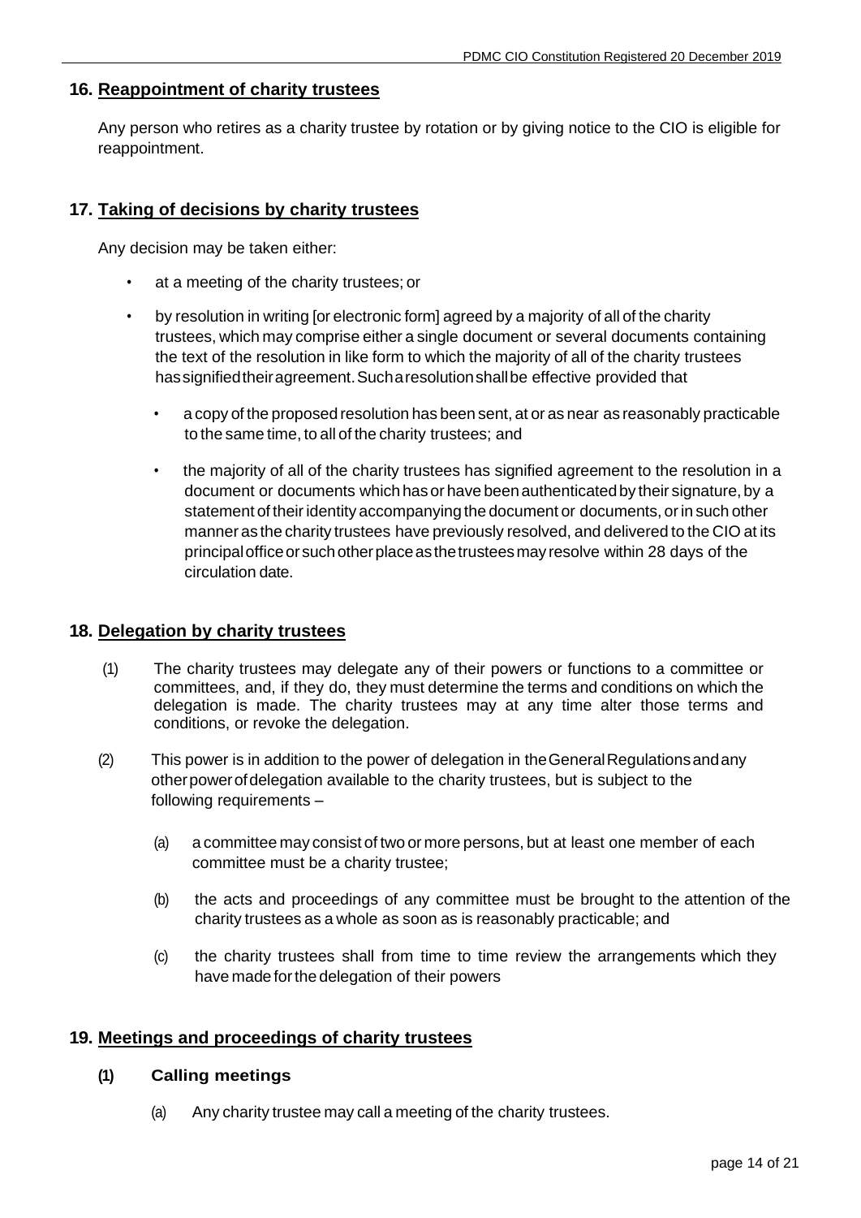## 16. Reappointment of charity trustees

Any person who retires as a charity trustee by rotation or by giving notice to the CIO is eligible for reappointment.

## 17. Taking of decisions by charity trustees

Any decision may be taken either:

- at a meeting of the charity trustees; or
- by resolution in writing [or electronic form] agreed by a majority of all of the charity trustees, which may comprise either a single document or several documents containing the text of the resolution in like form to which the majority of all of the charity trustees has signified their agreement. Such a resolution shall be effective provided that
  - a copy of the proposed resolution has been sent, at or as near as reasonably practicable to the same time, to all of the charity trustees; and
  - the majority of all of the charity trustees has signified agreement to the resolution in a document or documents which has or have been authenticated by their signature, by a statement of their identity accompanying the document or documents, or in such other manner as the charity trustees have previously resolved, and delivered to the CIO at its principal office or such other place as the trustees may resolve within 28 days of the circulation date.

## 18. Delegation by charity trustees

(1) The charity trustees may delegate any of their powers or functions to a committee or committees, and, if they do, they must determine the terms and conditions on which the delegation is made. The charity trustees may at any time alter those terms and conditions, or revoke the delegation.

(2) This power is in addition to the power of delegation in the General Regulations and any other power of delegation available to the charity trustees, but is subject to the following requirements –

(a) a committee may consist of two or more persons, but at least one member of each committee must be a charity trustee;

(b) the acts and proceedings of any committee must be brought to the attention of the charity trustees as a whole as soon as is reasonably practicable; and

(c) the charity trustees shall from time to time review the arrangements which they have made for the delegation of their powers

## 19. Meetings and proceedings of charity trustees

### (1) Calling meetings

(a) Any charity trustee may call a meeting of the charity trustees.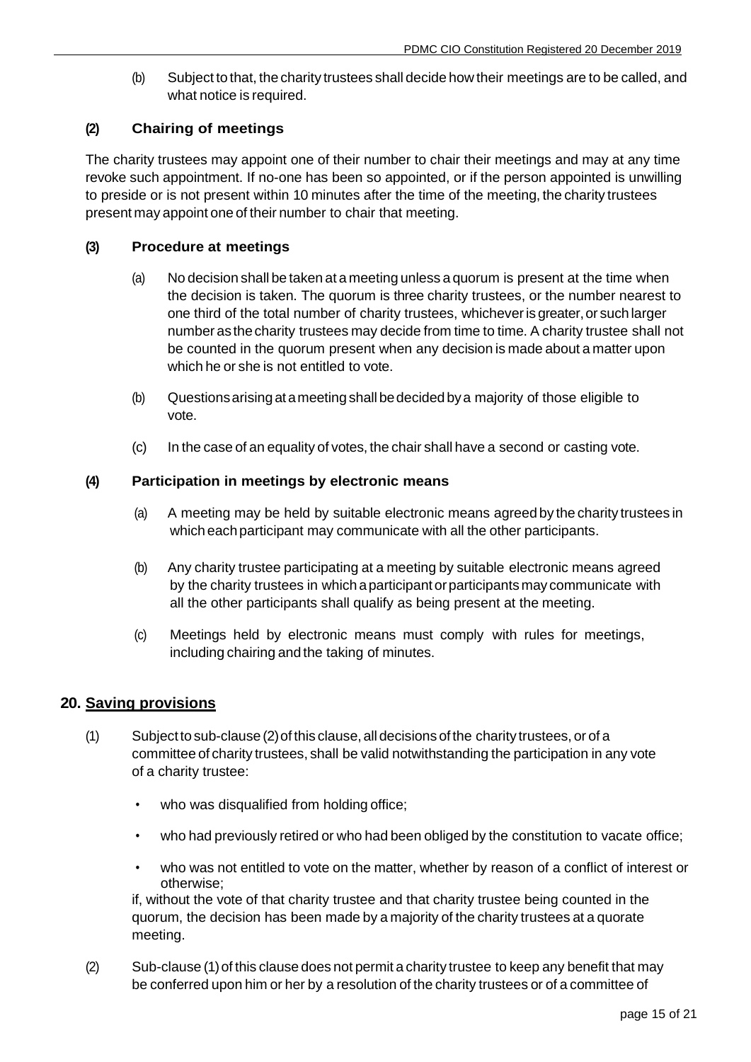(b) Subject to that, the charity trustees shall decide how their meetings are to be called, and what notice is required.

### (2) Chairing of meetings

The charity trustees may appoint one of their number to chair their meetings and may at any time revoke such appointment. If no-one has been so appointed, or if the person appointed is unwilling to preside or is not present within 10 minutes after the time of the meeting, the charity trustees present may appoint one of their number to chair that meeting.

### (3) Procedure at meetings

(a) No decision shall be taken at a meeting unless a quorum is present at the time when the decision is taken. The quorum is three charity trustees, or the number nearest to one third of the total number of charity trustees, whichever is greater, or such larger number as the charity trustees may decide from time to time. A charity trustee shall not be counted in the quorum present when any decision is made about a matter upon which he or she is not entitled to vote.

(b) Questions arising at a meeting shall be decided by a majority of those eligible to vote.

(c) In the case of an equality of votes, the chair shall have a second or casting vote.

### (4) Participation in meetings by electronic means

(a) A meeting may be held by suitable electronic means agreed by the charity trustees in which each participant may communicate with all the other participants.

(b) Any charity trustee participating at a meeting by suitable electronic means agreed by the charity trustees in which a participant or participants may communicate with all the other participants shall qualify as being present at the meeting.

(c) Meetings held by electronic means must comply with rules for meetings, including chairing and the taking of minutes.

## 20. Saving provisions

(1) Subject to sub-clause (2) of this clause, all decisions of the charity trustees, or of a committee of charity trustees, shall be valid notwithstanding the participation in any vote of a charity trustee:

- who was disqualified from holding office;
- who had previously retired or who had been obliged by the constitution to vacate office;
- who was not entitled to vote on the matter, whether by reason of a conflict of interest or otherwise;

if, without the vote of that charity trustee and that charity trustee being counted in the quorum, the decision has been made by a majority of the charity trustees at a quorate meeting.

(2) Sub-clause (1) of this clause does not permit a charity trustee to keep any benefit that may be conferred upon him or her by a resolution of the charity trustees or of a committee of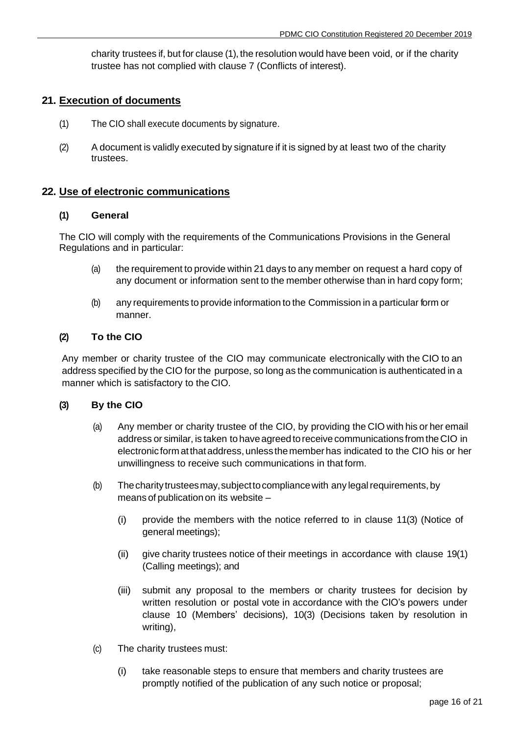charity trustees if, but for clause (1), the resolution would have been void, or if the charity trustee has not complied with clause 7 (Conflicts of interest).

## 21. Execution of documents

(1) The CIO shall execute documents by signature.

(2) A document is validly executed by signature if it is signed by at least two of the charity trustees.

## 22. Use of electronic communications

### (1) General

The CIO will comply with the requirements of the Communications Provisions in the General Regulations and in particular:

(a) the requirement to provide within 21 days to any member on request a hard copy of any document or information sent to the member otherwise than in hard copy form;

(b) any requirements to provide information to the Commission in a particular form or manner.

### (2) To the CIO

Any member or charity trustee of the CIO may communicate electronically with the CIO to an address specified by the CIO for the purpose, so long as the communication is authenticated in a manner which is satisfactory to the CIO.

### (3) By the CIO

(a) Any member or charity trustee of the CIO, by providing the CIO with his or her email address or similar, is taken to have agreed to receive communications from the CIO in electronic form at that address, unless the member has indicated to the CIO his or her unwillingness to receive such communications in that form.

(b) The charity trustees may, subject to compliance with any legal requirements, by means of publication on its website –

(i) provide the members with the notice referred to in clause 11(3) (Notice of general meetings);

(ii) give charity trustees notice of their meetings in accordance with clause 19(1) (Calling meetings); and

(iii) submit any proposal to the members or charity trustees for decision by written resolution or postal vote in accordance with the CIO's powers under clause 10 (Members' decisions), 10(3) (Decisions taken by resolution in writing),

(c) The charity trustees must:

(i) take reasonable steps to ensure that members and charity trustees are promptly notified of the publication of any such notice or proposal;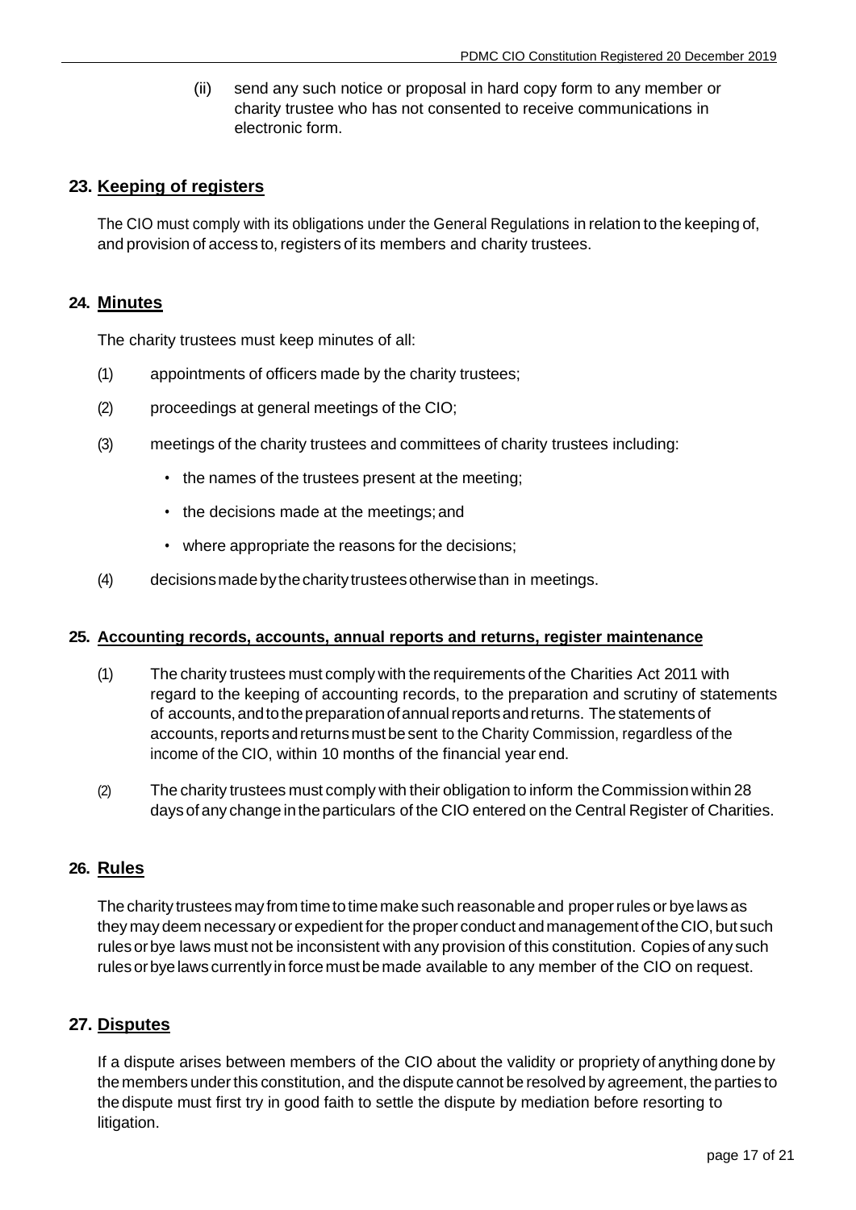(ii) send any such notice or proposal in hard copy form to any member or charity trustee who has not consented to receive communications in electronic form.

## 23. Keeping of registers

The CIO must comply with its obligations under the General Regulations in relation to the keeping of, and provision of access to, registers of its members and charity trustees.

## 24. Minutes

The charity trustees must keep minutes of all:

(1) appointments of officers made by the charity trustees;

(2) proceedings at general meetings of the CIO;

(3) meetings of the charity trustees and committees of charity trustees including:

- the names of the trustees present at the meeting;
- the decisions made at the meetings; and
- where appropriate the reasons for the decisions;

(4) decisions made by the charity trustees otherwise than in meetings.

## 25. Accounting records, accounts, annual reports and returns, register maintenance

(1) The charity trustees must comply with the requirements of the Charities Act 2011 with regard to the keeping of accounting records, to the preparation and scrutiny of statements of accounts, and to the preparation of annual reports and returns. The statements of accounts, reports and returns must be sent to the Charity Commission, regardless of the income of the CIO, within 10 months of the financial year end.

(2) The charity trustees must comply with their obligation to inform the Commission within 28 days of any change in the particulars of the CIO entered on the Central Register of Charities.

## 26. Rules

The charity trustees may from time to time make such reasonable and proper rules or bye laws as they may deem necessary or expedient for the proper conduct and management of the CIO, but such rules or bye laws must not be inconsistent with any provision of this constitution. Copies of any such rules or bye laws currently in force must be made available to any member of the CIO on request.

## 27. Disputes

If a dispute arises between members of the CIO about the validity or propriety of anything done by the members under this constitution, and the dispute cannot be resolved by agreement, the parties to the dispute must first try in good faith to settle the dispute by mediation before resorting to litigation.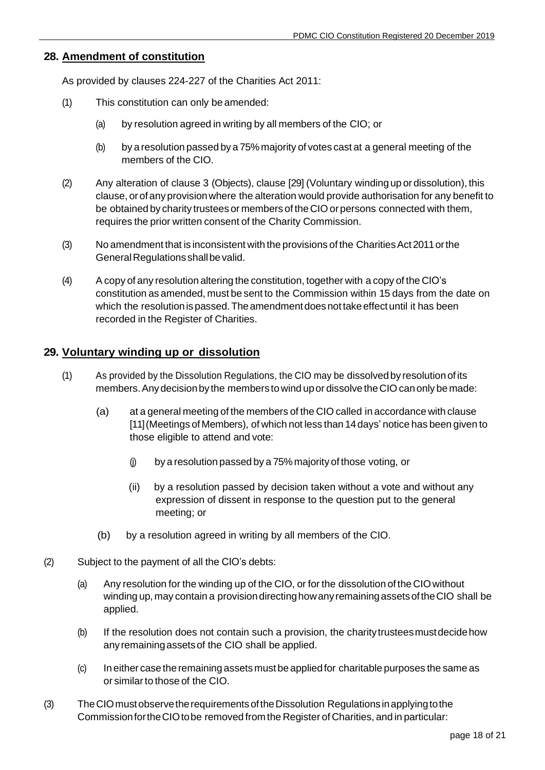## 28. Amendment of constitution

As provided by clauses 224-227 of the Charities Act 2011:

(1) This constitution can only be amended:

(a) by resolution agreed in writing by all members of the CIO; or

(b) by a resolution passed by a 75% majority of votes cast at a general meeting of the members of the CIO.

(2) Any alteration of clause 3 (Objects), clause [29] (Voluntary winding up or dissolution), this clause, or of any provision where the alteration would provide authorisation for any benefit to be obtained by charity trustees or members of the CIO or persons connected with them, requires the prior written consent of the Charity Commission.

(3) No amendment that is inconsistent with the provisions of the Charities Act 2011 or the General Regulations shall be valid.

(4) A copy of any resolution altering the constitution, together with a copy of the CIO's constitution as amended, must be sent to the Commission within 15 days from the date on which the resolution is passed. The amendment does not take effect until it has been recorded in the Register of Charities.

## 29. Voluntary winding up or dissolution

(1) As provided by the Dissolution Regulations, the CIO may be dissolved by resolution of its members. Any decision by the members to wind up or dissolve the CIO can only be made:

(a) at a general meeting of the members of the CIO called in accordance with clause [11] (Meetings of Members), of which not less than 14 days' notice has been given to those eligible to attend and vote:

(i) by a resolution passed by a 75% majority of those voting, or

(ii) by a resolution passed by decision taken without a vote and without any expression of dissent in response to the question put to the general meeting; or

(b) by a resolution agreed in writing by all members of the CIO.

(2) Subject to the payment of all the CIO's debts:

(a) Any resolution for the winding up of the CIO, or for the dissolution of the CIO without winding up, may contain a provision directing how any remaining assets of the CIO shall be applied.

(b) If the resolution does not contain such a provision, the charity trustees must decide how any remaining assets of the CIO shall be applied.

(c) In either case the remaining assets must be applied for charitable purposes the same as or similar to those of the CIO.

(3) The CIO must observe the requirements of the Dissolution Regulations in applying to the Commission for the CIO to be removed from the Register of Charities, and in particular: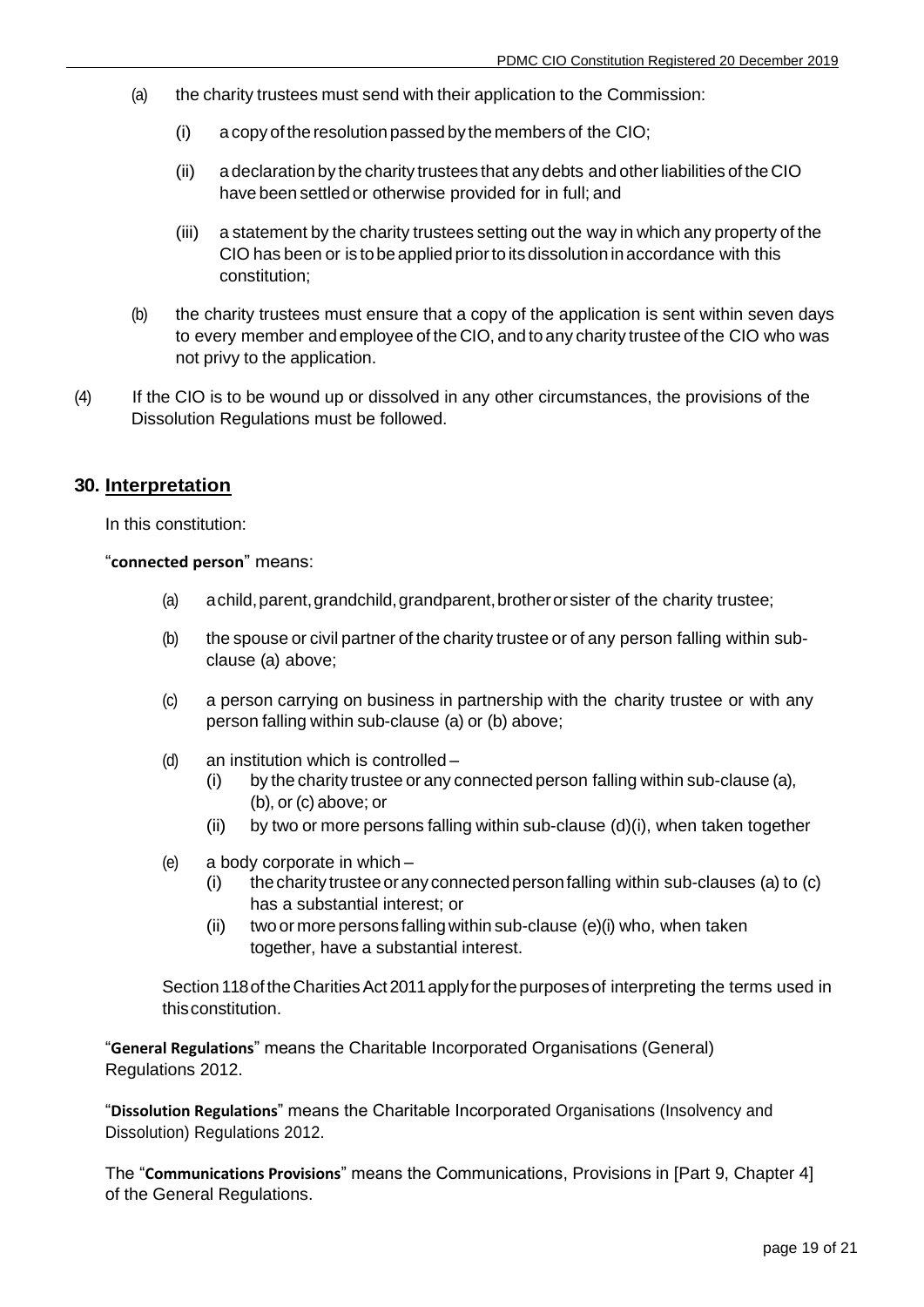(a) the charity trustees must send with their application to the Commission:

   (i) a copy of the resolution passed by the members of the CIO;

   (ii) a declaration by the charity trustees that any debts and other liabilities of the CIO have been settled or otherwise provided for in full; and

   (iii) a statement by the charity trustees setting out the way in which any property of the CIO has been or is to be applied prior to its dissolution in accordance with this constitution;

(b) the charity trustees must ensure that a copy of the application is sent within seven days to every member and employee of the CIO, and to any charity trustee of the CIO who was not privy to the application.

(4) If the CIO is to be wound up or dissolved in any other circumstances, the provisions of the Dissolution Regulations must be followed.

## 30. Interpretation

In this constitution:

"**connected person**" means:

(a) a child, parent, grandchild, grandparent, brother or sister of the charity trustee;

(b) the spouse or civil partner of the charity trustee or of any person falling within sub-clause (a) above;

(c) a person carrying on business in partnership with the charity trustee or with any person falling within sub-clause (a) or (b) above;

(d) an institution which is controlled –
   (i) by the charity trustee or any connected person falling within sub-clause (a), (b), or (c) above; or
   (ii) by two or more persons falling within sub-clause (d)(i), when taken together

(e) a body corporate in which –
   (i) the charity trustee or any connected person falling within sub-clauses (a) to (c) has a substantial interest; or
   (ii) two or more persons falling within sub-clause (e)(i) who, when taken together, have a substantial interest.

Section 118 of the Charities Act 2011 apply for the purposes of interpreting the terms used in this constitution.

"**General Regulations**" means the Charitable Incorporated Organisations (General) Regulations 2012.

"**Dissolution Regulations**" means the Charitable Incorporated Organisations (Insolvency and Dissolution) Regulations 2012.

The "**Communications Provisions**" means the Communications, Provisions in [Part 9, Chapter 4] of the General Regulations.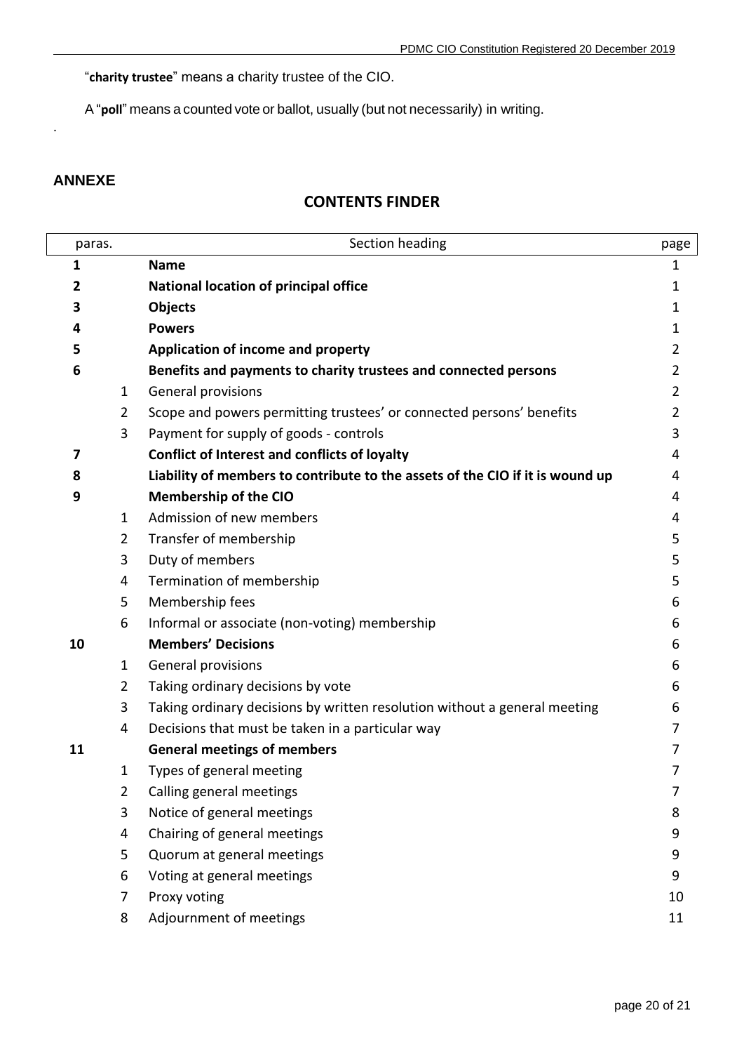"**charity trustee**" means a charity trustee of the CIO.

A "**poll**" means a counted vote or ballot, usually (but not necessarily) in writing.

.

## ANNEXE

## CONTENTS FINDER

| paras. | | Section heading | page |
|---|---|---|---|
| **1** | | **Name** | 1 |
| **2** | | **National location of principal office** | 1 |
| **3** | | **Objects** | 1 |
| **4** | | **Powers** | 1 |
| **5** | | **Application of income and property** | 2 |
| **6** | | **Benefits and payments to charity trustees and connected persons** | 2 |
| | 1 | General provisions | 2 |
| | 2 | Scope and powers permitting trustees' or connected persons' benefits | 2 |
| | 3 | Payment for supply of goods - controls | 3 |
| **7** | | **Conflict of Interest and conflicts of loyalty** | 4 |
| **8** | | **Liability of members to contribute to the assets of the CIO if it is wound up** | 4 |
| **9** | | **Membership of the CIO** | 4 |
| | 1 | Admission of new members | 4 |
| | 2 | Transfer of membership | 5 |
| | 3 | Duty of members | 5 |
| | 4 | Termination of membership | 5 |
| | 5 | Membership fees | 6 |
| | 6 | Informal or associate (non-voting) membership | 6 |
| **10** | | **Members' Decisions** | 6 |
| | 1 | General provisions | 6 |
| | 2 | Taking ordinary decisions by vote | 6 |
| | 3 | Taking ordinary decisions by written resolution without a general meeting | 6 |
| | 4 | Decisions that must be taken in a particular way | 7 |
| **11** | | **General meetings of members** | 7 |
| | 1 | Types of general meeting | 7 |
| | 2 | Calling general meetings | 7 |
| | 3 | Notice of general meetings | 8 |
| | 4 | Chairing of general meetings | 9 |
| | 5 | Quorum at general meetings | 9 |
| | 6 | Voting at general meetings | 9 |
| | 7 | Proxy voting | 10 |
| | 8 | Adjournment of meetings | 11 |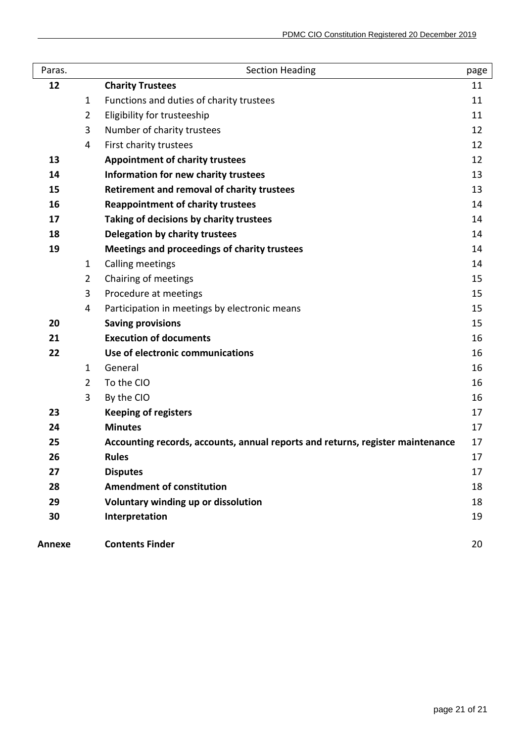| Paras. | | Section Heading | page |
|---|---|---|---|
| **12** | | **Charity Trustees** | 11 |
| | 1 | Functions and duties of charity trustees | 11 |
| | 2 | Eligibility for trusteeship | 11 |
| | 3 | Number of charity trustees | 12 |
| | 4 | First charity trustees | 12 |
| **13** | | **Appointment of charity trustees** | 12 |
| **14** | | **Information for new charity trustees** | 13 |
| **15** | | **Retirement and removal of charity trustees** | 13 |
| **16** | | **Reappointment of charity trustees** | 14 |
| **17** | | **Taking of decisions by charity trustees** | 14 |
| **18** | | **Delegation by charity trustees** | 14 |
| **19** | | **Meetings and proceedings of charity trustees** | 14 |
| | 1 | Calling meetings | 14 |
| | 2 | Chairing of meetings | 15 |
| | 3 | Procedure at meetings | 15 |
| | 4 | Participation in meetings by electronic means | 15 |
| **20** | | **Saving provisions** | 15 |
| **21** | | **Execution of documents** | 16 |
| **22** | | **Use of electronic communications** | 16 |
| | 1 | General | 16 |
| | 2 | To the CIO | 16 |
| | 3 | By the CIO | 16 |
| **23** | | **Keeping of registers** | 17 |
| **24** | | **Minutes** | 17 |
| **25** | | **Accounting records, accounts, annual reports and returns, register maintenance** | 17 |
| **26** | | **Rules** | 17 |
| **27** | | **Disputes** | 17 |
| **28** | | **Amendment of constitution** | 18 |
| **29** | | **Voluntary winding up or dissolution** | 18 |
| **30** | | **Interpretation** | 19 |
| **Annexe** | | **Contents Finder** | 20 |